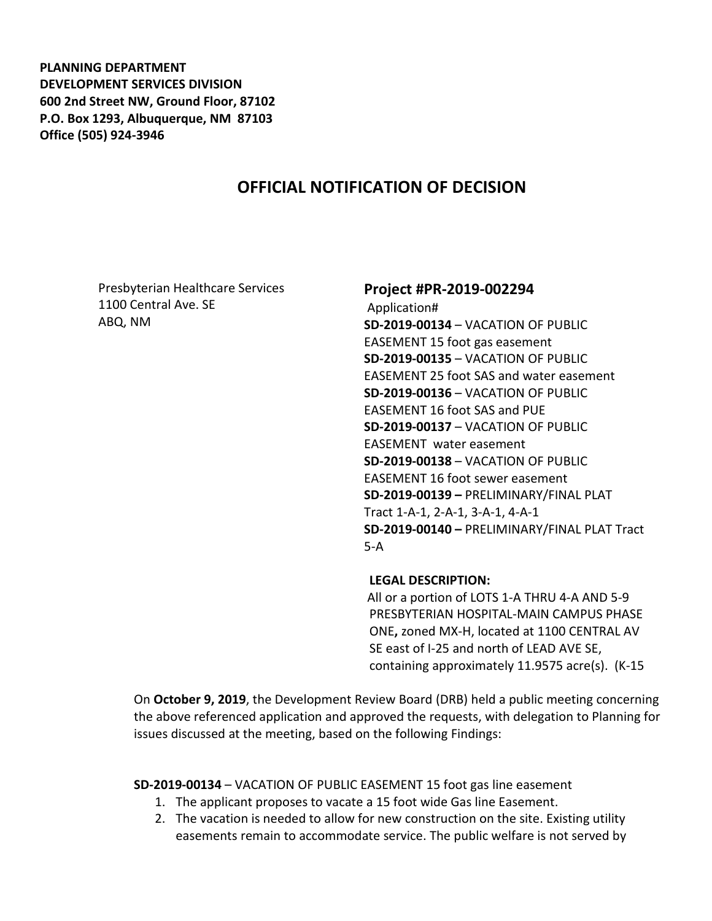**PLANNING DEPARTMENT**
**DEVELOPMENT SERVICES DIVISION**
**600 2nd Street NW, Ground Floor, 87102**
**P.O. Box 1293, Albuquerque, NM 87103**
**Office (505) 924-3946**

# OFFICIAL NOTIFICATION OF DECISION

Presbyterian Healthcare Services
1100 Central Ave. SE
ABQ, NM

## Project #PR-2019-002294

Application#
**SD-2019-00134** – VACATION OF PUBLIC EASEMENT 15 foot gas easement
**SD-2019-00135** – VACATION OF PUBLIC EASEMENT 25 foot SAS and water easement
**SD-2019-00136** – VACATION OF PUBLIC EASEMENT 16 foot SAS and PUE
**SD-2019-00137** – VACATION OF PUBLIC EASEMENT water easement
**SD-2019-00138** – VACATION OF PUBLIC EASEMENT 16 foot sewer easement
**SD-2019-00139 –** PRELIMINARY/FINAL PLAT Tract 1-A-1, 2-A-1, 3-A-1, 4-A-1
**SD-2019-00140 –** PRELIMINARY/FINAL PLAT Tract 5-A

**LEGAL DESCRIPTION:**
All or a portion of LOTS 1-A THRU 4-A AND 5-9 PRESBYTERIAN HOSPITAL-MAIN CAMPUS PHASE ONE**,** zoned MX-H, located at 1100 CENTRAL AV SE east of I-25 and north of LEAD AVE SE, containing approximately 11.9575 acre(s). (K-15

On **October 9, 2019**, the Development Review Board (DRB) held a public meeting concerning the above referenced application and approved the requests, with delegation to Planning for issues discussed at the meeting, based on the following Findings:

**SD-2019-00134** – VACATION OF PUBLIC EASEMENT 15 foot gas line easement

1. The applicant proposes to vacate a 15 foot wide Gas line Easement.
2. The vacation is needed to allow for new construction on the site. Existing utility easements remain to accommodate service. The public welfare is not served by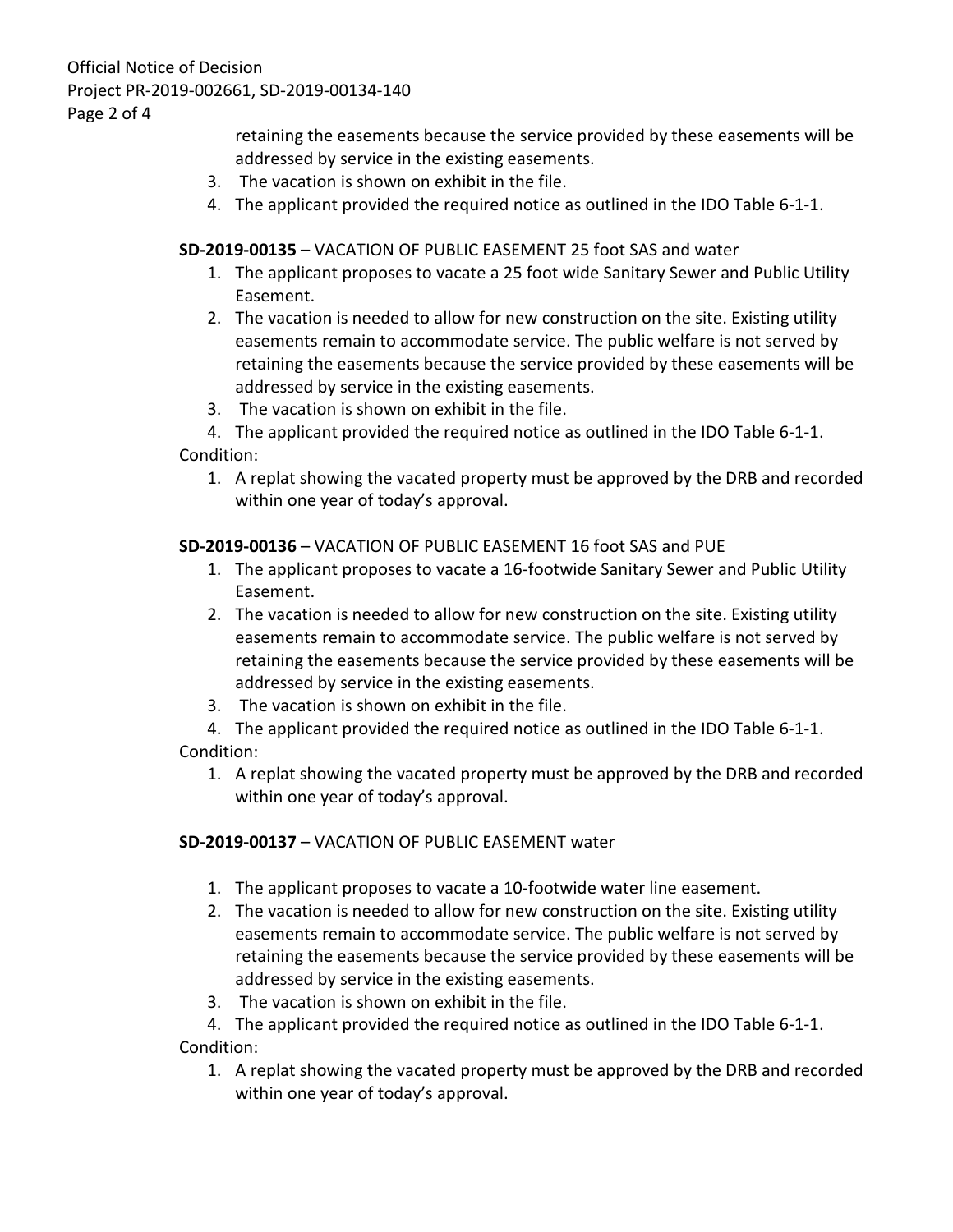retaining the easements because the service provided by these easements will be addressed by service in the existing easements.

3. The vacation is shown on exhibit in the file.
4. The applicant provided the required notice as outlined in the IDO Table 6-1-1.

**SD-2019-00135** – VACATION OF PUBLIC EASEMENT 25 foot SAS and water

1. The applicant proposes to vacate a 25 foot wide Sanitary Sewer and Public Utility Easement.
2. The vacation is needed to allow for new construction on the site. Existing utility easements remain to accommodate service. The public welfare is not served by retaining the easements because the service provided by these easements will be addressed by service in the existing easements.
3. The vacation is shown on exhibit in the file.
4. The applicant provided the required notice as outlined in the IDO Table 6-1-1.

Condition:

1. A replat showing the vacated property must be approved by the DRB and recorded within one year of today's approval.

**SD-2019-00136** – VACATION OF PUBLIC EASEMENT 16 foot SAS and PUE

1. The applicant proposes to vacate a 16-footwide Sanitary Sewer and Public Utility Easement.
2. The vacation is needed to allow for new construction on the site. Existing utility easements remain to accommodate service. The public welfare is not served by retaining the easements because the service provided by these easements will be addressed by service in the existing easements.
3. The vacation is shown on exhibit in the file.
4. The applicant provided the required notice as outlined in the IDO Table 6-1-1.

Condition:

1. A replat showing the vacated property must be approved by the DRB and recorded within one year of today's approval.

**SD-2019-00137** – VACATION OF PUBLIC EASEMENT water

1. The applicant proposes to vacate a 10-footwide water line easement.
2. The vacation is needed to allow for new construction on the site. Existing utility easements remain to accommodate service. The public welfare is not served by retaining the easements because the service provided by these easements will be addressed by service in the existing easements.
3. The vacation is shown on exhibit in the file.
4. The applicant provided the required notice as outlined in the IDO Table 6-1-1.

Condition:

1. A replat showing the vacated property must be approved by the DRB and recorded within one year of today's approval.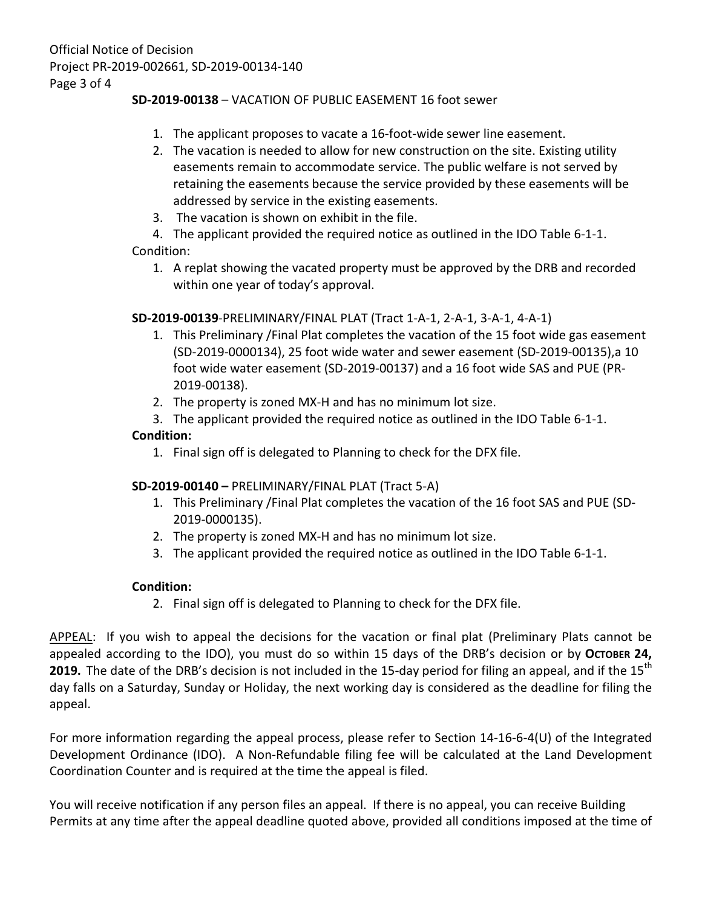**SD-2019-00138** – VACATION OF PUBLIC EASEMENT 16 foot sewer

1. The applicant proposes to vacate a 16-foot-wide sewer line easement.
2. The vacation is needed to allow for new construction on the site. Existing utility easements remain to accommodate service. The public welfare is not served by retaining the easements because the service provided by these easements will be addressed by service in the existing easements.
3. The vacation is shown on exhibit in the file.
4. The applicant provided the required notice as outlined in the IDO Table 6-1-1.

Condition:

1. A replat showing the vacated property must be approved by the DRB and recorded within one year of today's approval.

**SD-2019-00139**-PRELIMINARY/FINAL PLAT (Tract 1-A-1, 2-A-1, 3-A-1, 4-A-1)

1. This Preliminary /Final Plat completes the vacation of the 15 foot wide gas easement (SD-2019-0000134), 25 foot wide water and sewer easement (SD-2019-00135),a 10 foot wide water easement (SD-2019-00137) and a 16 foot wide SAS and PUE (PR-2019-00138).
2. The property is zoned MX-H and has no minimum lot size.
3. The applicant provided the required notice as outlined in the IDO Table 6-1-1.

**Condition:**

1. Final sign off is delegated to Planning to check for the DFX file.

**SD-2019-00140 –** PRELIMINARY/FINAL PLAT (Tract 5-A)

1. This Preliminary /Final Plat completes the vacation of the 16 foot SAS and PUE (SD-2019-0000135).
2. The property is zoned MX-H and has no minimum lot size.
3. The applicant provided the required notice as outlined in the IDO Table 6-1-1.

**Condition:**

2. Final sign off is delegated to Planning to check for the DFX file.

APPEAL: If you wish to appeal the decisions for the vacation or final plat (Preliminary Plats cannot be appealed according to the IDO), you must do so within 15 days of the DRB's decision or by **OCTOBER 24, 2019.** The date of the DRB's decision is not included in the 15-day period for filing an appeal, and if the 15th day falls on a Saturday, Sunday or Holiday, the next working day is considered as the deadline for filing the appeal.

For more information regarding the appeal process, please refer to Section 14-16-6-4(U) of the Integrated Development Ordinance (IDO). A Non-Refundable filing fee will be calculated at the Land Development Coordination Counter and is required at the time the appeal is filed.

You will receive notification if any person files an appeal. If there is no appeal, you can receive Building Permits at any time after the appeal deadline quoted above, provided all conditions imposed at the time of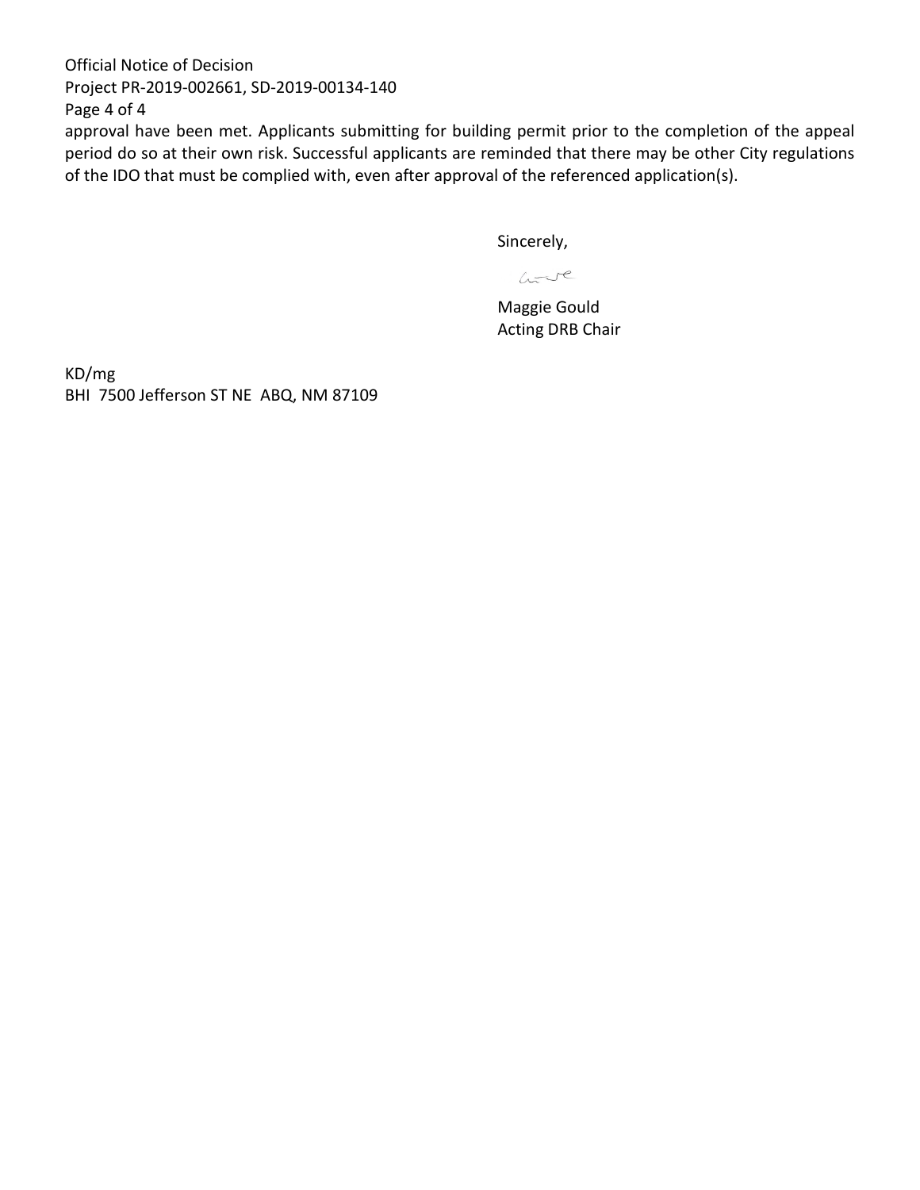approval have been met. Applicants submitting for building permit prior to the completion of the appeal period do so at their own risk. Successful applicants are reminded that there may be other City regulations of the IDO that must be complied with, even after approval of the referenced application(s).

Sincerely,

Maggie Gould
Acting DRB Chair

KD/mg
BHI 7500 Jefferson ST NE ABQ, NM 87109